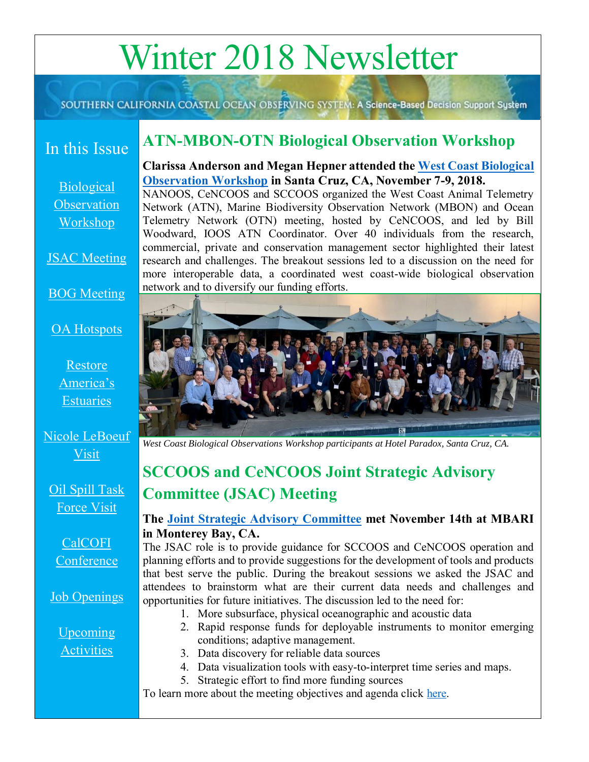# Winter 2018 Newsletter

SOUTHERN CALIFORNIA COASTAL OCEAN OBSERVING SYSTEM: A Science-Based Decision Support System

## In this Issue

- Biological Observation Workshop
- JSAC Meeting
- BOG Meeting
- OA Hotspots
- Restore America's Estuaries
- Nicole LeBoeuf Visit
- Oil Spill Task Force Visit
- CalCOFI Conference
- Job Openings
- Upcoming Activities

## ATN-MBON-OTN Biological Observation Workshop

**Clarissa Anderson and Megan Hepner attended the West Coast Biological Observation Workshop in Santa Cruz, CA, November 7-9, 2018.**

NANOOS, CeNCOOS and SCCOOS organized the West Coast Animal Telemetry Network (ATN), Marine Biodiversity Observation Network (MBON) and Ocean Telemetry Network (OTN) meeting, hosted by CeNCOOS, and led by Bill Woodward, IOOS ATN Coordinator. Over 40 individuals from the research, commercial, private and conservation management sector highlighted their latest research and challenges. The breakout sessions led to a discussion on the need for more interoperable data, a coordinated west coast-wide biological observation network and to diversify our funding efforts.

*West Coast Biological Observations Workshop participants at Hotel Paradox, Santa Cruz, CA.*

## SCCOOS and CeNCOOS Joint Strategic Advisory Committee (JSAC) Meeting

**The Joint Strategic Advisory Committee met November 14th at MBARI in Monterey Bay, CA.**

The JSAC role is to provide guidance for SCCOOS and CeNCOOS operation and planning efforts and to provide suggestions for the development of tools and products that best serve the public. During the breakout sessions we asked the JSAC and attendees to brainstorm what are their current data needs and challenges and opportunities for future initiatives. The discussion led to the need for:

1. More subsurface, physical oceanographic and acoustic data
2. Rapid response funds for deployable instruments to monitor emerging conditions; adaptive management.
3. Data discovery for reliable data sources
4. Data visualization tools with easy-to-interpret time series and maps.
5. Strategic effort to find more funding sources

To learn more about the meeting objectives and agenda click here.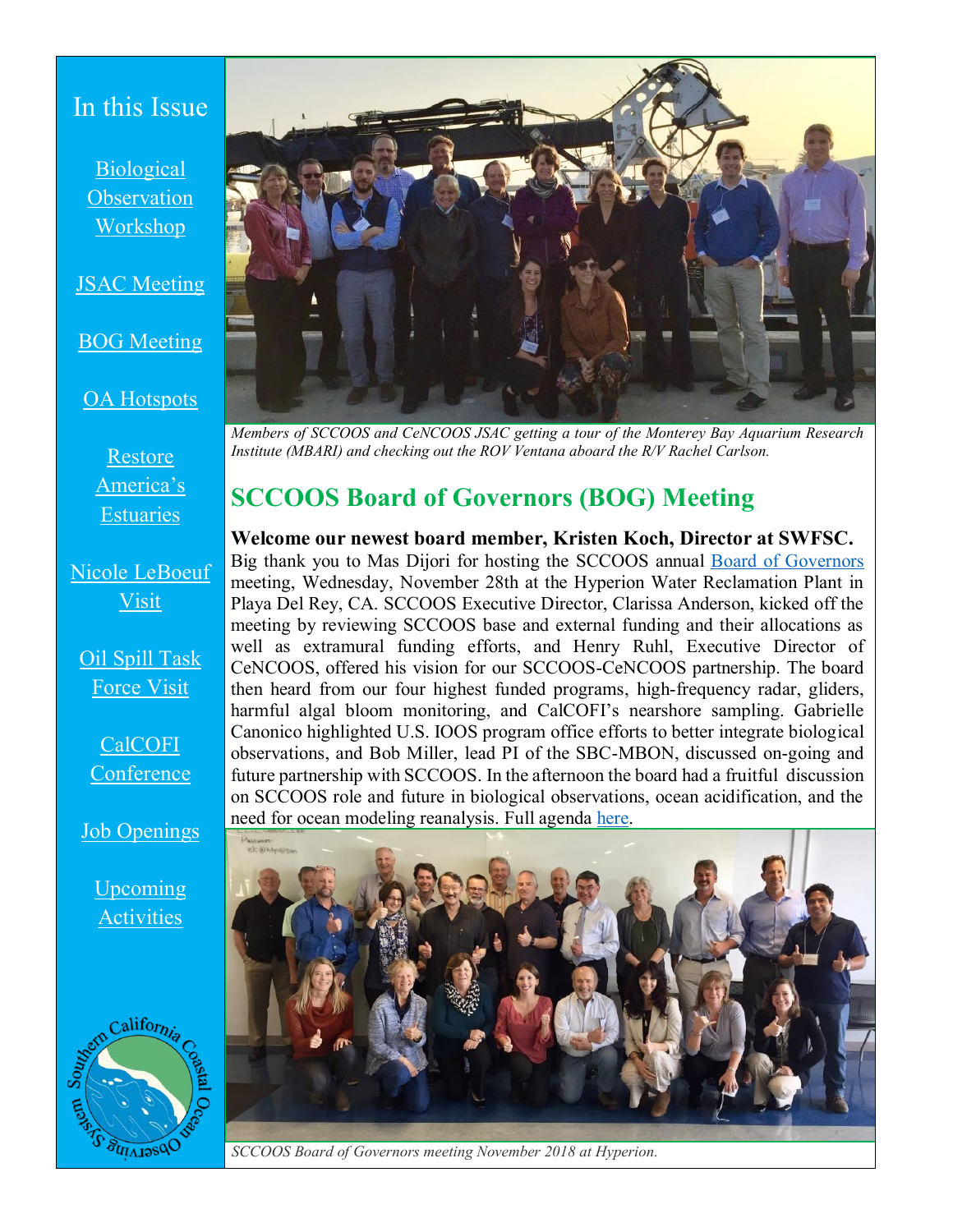## In this Issue

[Biological Observation Workshop]

[JSAC Meeting]

[BOG Meeting]

[OA Hotspots]

[Restore America's Estuaries]

[Nicole LeBoeuf Visit]

[Oil Spill Task Force Visit]

[CalCOFI Conference]

[Job Openings]

[Upcoming Activities]

Southern California Coastal Ocean Observing System

*Members of SCCOOS and CeNCOOS JSAC getting a tour of the Monterey Bay Aquarium Research Institute (MBARI) and checking out the ROV Ventana aboard the R/V Rachel Carlson.*

## SCCOOS Board of Governors (BOG) Meeting

**Welcome our newest board member, Kristen Koch, Director at SWFSC.**

Big thank you to Mas Dijori for hosting the SCCOOS annual Board of Governors meeting, Wednesday, November 28th at the Hyperion Water Reclamation Plant in Playa Del Rey, CA. SCCOOS Executive Director, Clarissa Anderson, kicked off the meeting by reviewing SCCOOS base and external funding and their allocations as well as extramural funding efforts, and Henry Ruhl, Executive Director of CeNCOOS, offered his vision for our SCCOOS-CeNCOOS partnership. The board then heard from our four highest funded programs, high-frequency radar, gliders, harmful algal bloom monitoring, and CalCOFI's nearshore sampling. Gabrielle Canonico highlighted U.S. IOOS program office efforts to better integrate biological observations, and Bob Miller, lead PI of the SBC-MBON, discussed on-going and future partnership with SCCOOS. In the afternoon the board had a fruitful discussion on SCCOOS role and future in biological observations, ocean acidification, and the need for ocean modeling reanalysis. Full agenda here.

*SCCOOS Board of Governors meeting November 2018 at Hyperion.*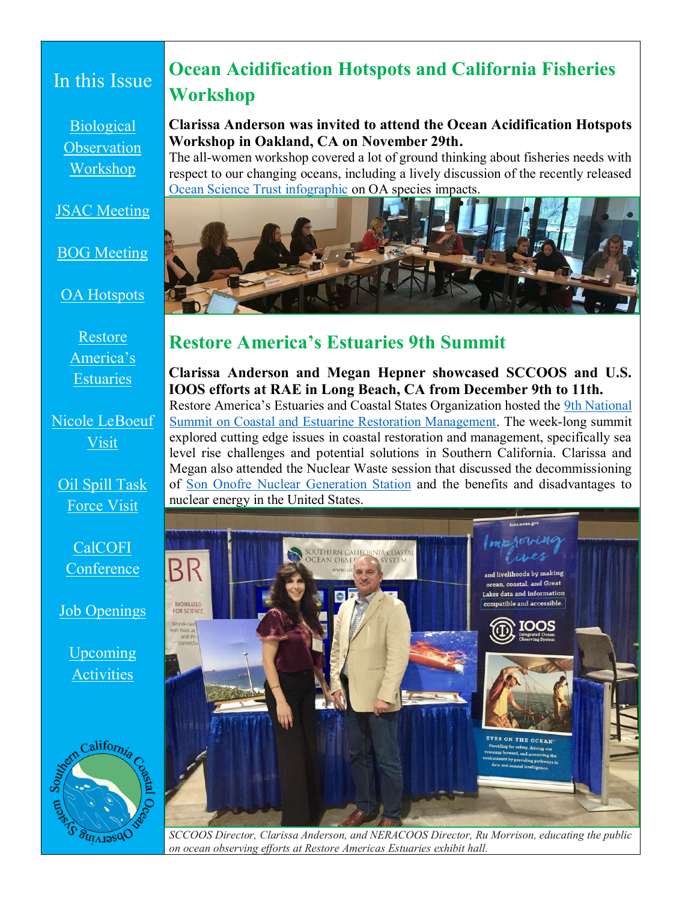## In this Issue

Biological Observation Workshop

JSAC Meeting

BOG Meeting

OA Hotspots

Restore America's Estuaries

Nicole LeBoeuf Visit

Oil Spill Task Force Visit

CalCOFI Conference

Job Openings

Upcoming Activities

# Ocean Acidification Hotspots and California Fisheries Workshop

**Clarissa Anderson was invited to attend the Ocean Acidification Hotspots Workshop in Oakland, CA on November 29th.**

The all-women workshop covered a lot of ground thinking about fisheries needs with respect to our changing oceans, including a lively discussion of the recently released Ocean Science Trust infographic on OA species impacts.

# Restore America's Estuaries 9th Summit

**Clarissa Anderson and Megan Hepner showcased SCCOOS and U.S. IOOS efforts at RAE in Long Beach, CA from December 9th to 11th.**

Restore America's Estuaries and Coastal States Organization hosted the 9th National Summit on Coastal and Estuarine Restoration Management. The week-long summit explored cutting edge issues in coastal restoration and management, specifically sea level rise challenges and potential solutions in Southern California. Clarissa and Megan also attended the Nuclear Waste session that discussed the decommissioning of Son Onofre Nuclear Generation Station and the benefits and disadvantages to nuclear energy in the United States.

*SCCOOS Director, Clarissa Anderson, and NERACOOS Director, Ru Morrison, educating the public on ocean observing efforts at Restore Americas Estuaries exhibit hall.*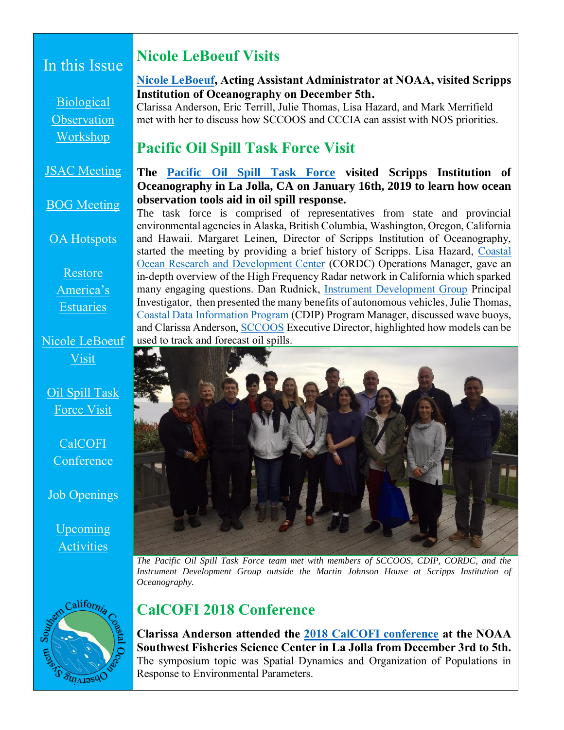## In this Issue

Biological Observation Workshop

JSAC Meeting

BOG Meeting

OA Hotspots

Restore America's Estuaries

Nicole LeBoeuf Visit

Oil Spill Task Force Visit

CalCOFI Conference

Job Openings

Upcoming Activities

# Nicole LeBoeuf Visits

**Nicole LeBoeuf, Acting Assistant Administrator at NOAA, visited Scripps Institution of Oceanography on December 5th.**
Clarissa Anderson, Eric Terrill, Julie Thomas, Lisa Hazard, and Mark Merrifield met with her to discuss how SCCOOS and CCCIA can assist with NOS priorities.

# Pacific Oil Spill Task Force Visit

**The Pacific Oil Spill Task Force visited Scripps Institution of Oceanography in La Jolla, CA on January 16th, 2019 to learn how ocean observation tools aid in oil spill response.**
The task force is comprised of representatives from state and provincial environmental agencies in Alaska, British Columbia, Washington, Oregon, California and Hawaii. Margaret Leinen, Director of Scripps Institution of Oceanography, started the meeting by providing a brief history of Scripps. Lisa Hazard, Coastal Ocean Research and Development Center (CORDC) Operations Manager, gave an in-depth overview of the High Frequency Radar network in California which sparked many engaging questions. Dan Rudnick, Instrument Development Group Principal Investigator, then presented the many benefits of autonomous vehicles, Julie Thomas, Coastal Data Information Program (CDIP) Program Manager, discussed wave buoys, and Clarissa Anderson, SCCOOS Executive Director, highlighted how models can be used to track and forecast oil spills.

*The Pacific Oil Spill Task Force team met with members of SCCOOS, CDIP, CORDC, and the Instrument Development Group outside the Martin Johnson House at Scripps Institution of Oceanography.*

# CalCOFI 2018 Conference

**Clarissa Anderson attended the 2018 CalCOFI conference at the NOAA Southwest Fisheries Science Center in La Jolla from December 3rd to 5th.**
The symposium topic was Spatial Dynamics and Organization of Populations in Response to Environmental Parameters.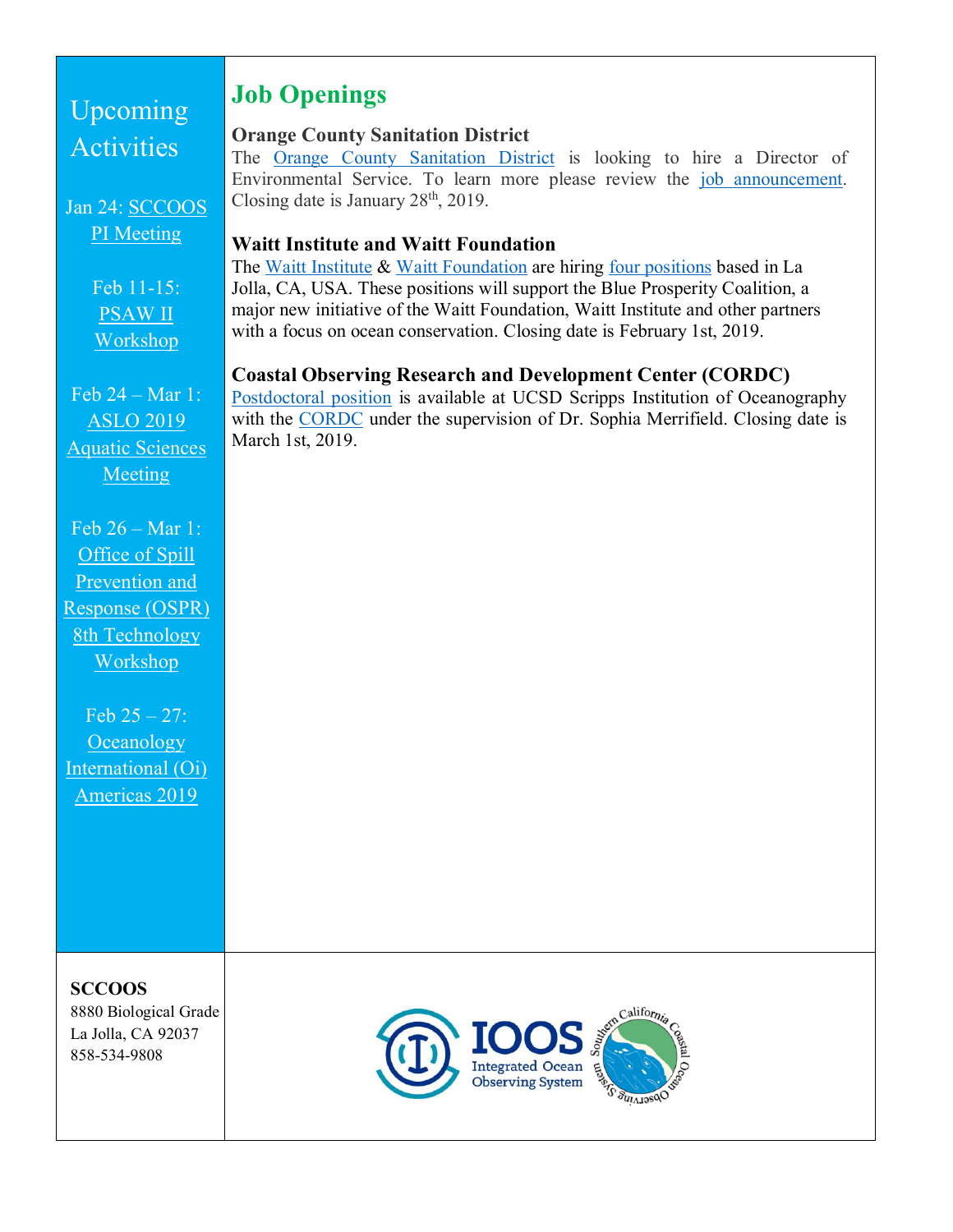## Upcoming Activities

Jan 24: SCCOOS PI Meeting

Feb 11-15: PSAW II Workshop

Feb 24 – Mar 1: ASLO 2019 Aquatic Sciences Meeting

Feb 26 – Mar 1: Office of Spill Prevention and Response (OSPR) 8th Technology Workshop

Feb 25 – 27: Oceanology International (Oi) Americas 2019

## Job Openings

### Orange County Sanitation District

The Orange County Sanitation District is looking to hire a Director of Environmental Service. To learn more please review the job announcement. Closing date is January 28th, 2019.

### Waitt Institute and Waitt Foundation

The Waitt Institute & Waitt Foundation are hiring four positions based in La Jolla, CA, USA. These positions will support the Blue Prosperity Coalition, a major new initiative of the Waitt Foundation, Waitt Institute and other partners with a focus on ocean conservation. Closing date is February 1st, 2019.

### Coastal Observing Research and Development Center (CORDC)

Postdoctoral position is available at UCSD Scripps Institution of Oceanography with the CORDC under the supervision of Dr. Sophia Merrifield. Closing date is March 1st, 2019.

**SCCOOS**
8880 Biological Grade
La Jolla, CA 92037
858-534-9808

IOOS Integrated Ocean Observing System

Southern California Coastal Ocean Observing System